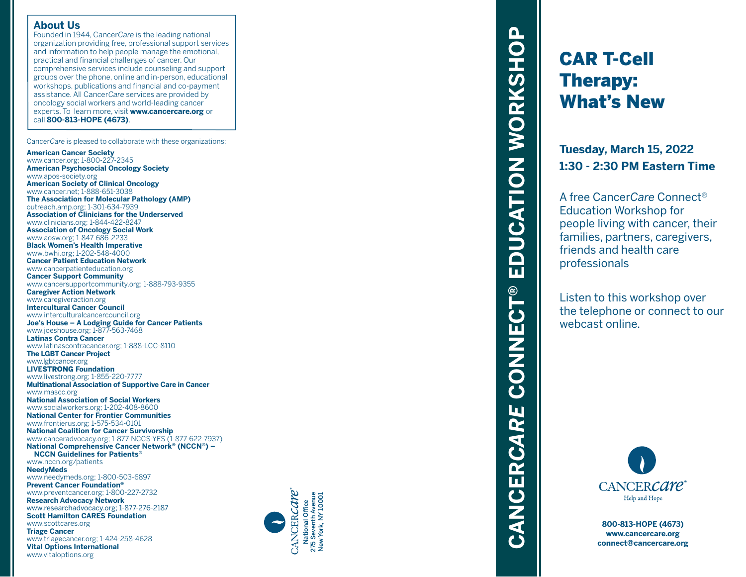## About Us

Founded in 1944, Cancer*Care* is the leading national organization providing free, professional support services and information to help people manage the emotional, practical and financial challenges of cancer. Our comprehensive services include counseling and support groups over the phone, online and in-person, educational workshops, publications and financial and co-payment assistance. All Cancer*Care* services are provided by oncology social workers and world-leading cancer experts. To learn more, visit **www.cancercare.org** or call **800-813-HOPE (4673)**.

Cancer*Care* is pleased to collaborate with these organizations:

**American Cancer Society**
www.cancer.org; 1-800-227-2345
**American Psychosocial Oncology Society**
www.apos-society.org
**American Society of Clinical Oncology**
www.cancer.net; 1-888-651-3038
**The Association for Molecular Pathology (AMP)**
outreach.amp.org; 1-301-634-7939
**Association of Clinicians for the Underserved**
www.clinicians.org; 1-844-422-8247
**Association of Oncology Social Work**
www.aosw.org; 1-847-686-2233
**Black Women's Health Imperative**
www.bwhi.org; 1-202-548-4000
**Cancer Patient Education Network**
www.cancerpatienteducation.org
**Cancer Support Community**
www.cancersupportcommunity.org; 1-888-793-9355
**Caregiver Action Network**
www.caregiveraction.org
**Intercultural Cancer Council**
www.interculturalcancercouncil.org
**Joe's House – A Lodging Guide for Cancer Patients**
www.joeshouse.org; 1-877-563-7468
**Latinas Contra Cancer**
www.latinascontracancer.org; 1-888-LCC-8110
**The LGBT Cancer Project**
www.lgbtcancer.org
**LIVESTRONG Foundation**
www.livestrong.org; 1-855-220-7777
**Multinational Association of Supportive Care in Cancer**
www.mascc.org
**National Association of Social Workers**
www.socialworkers.org; 1-202-408-8600
**National Center for Frontier Communities**
www.frontierus.org; 1-575-534-0101
**National Coalition for Cancer Survivorship**
www.canceradvocacy.org; 1-877-NCCS-YES (1-877-622-7937)
**National Comprehensive Cancer Network® (NCCN®) – NCCN Guidelines for Patients®**
www.nccn.org/patients
**NeedyMeds**
www.needymeds.org; 1-800-503-6897
**Prevent Cancer Foundation®**
www.preventcancer.org; 1-800-227-2732
**Research Advocacy Network**
www.researchadvocacy.org; 1-877-276-2187
**Scott Hamilton CARES Foundation**
www.scottcares.org
**Triage Cancer**
www.triagecancer.org; 1-424-258-4628
**Vital Options International**
www.vitaloptions.org

CANCER*care*®
National Office
275 Seventh Avenue
New York, NY 10001

**CANCER*CARE* CONNECT® EDUCATION WORKSHOP**

# CAR T-Cell Therapy: What's New

**Tuesday, March 15, 2022**
**1:30 - 2:30 PM Eastern Time**

A free Cancer*Care* Connect® Education Workshop for people living with cancer, their families, partners, caregivers, friends and health care professionals

Listen to this workshop over the telephone or connect to our webcast online.

CANCER*care*®
Help and Hope

**800-813-HOPE (4673)**
**www.cancercare.org**
**connect@cancercare.org**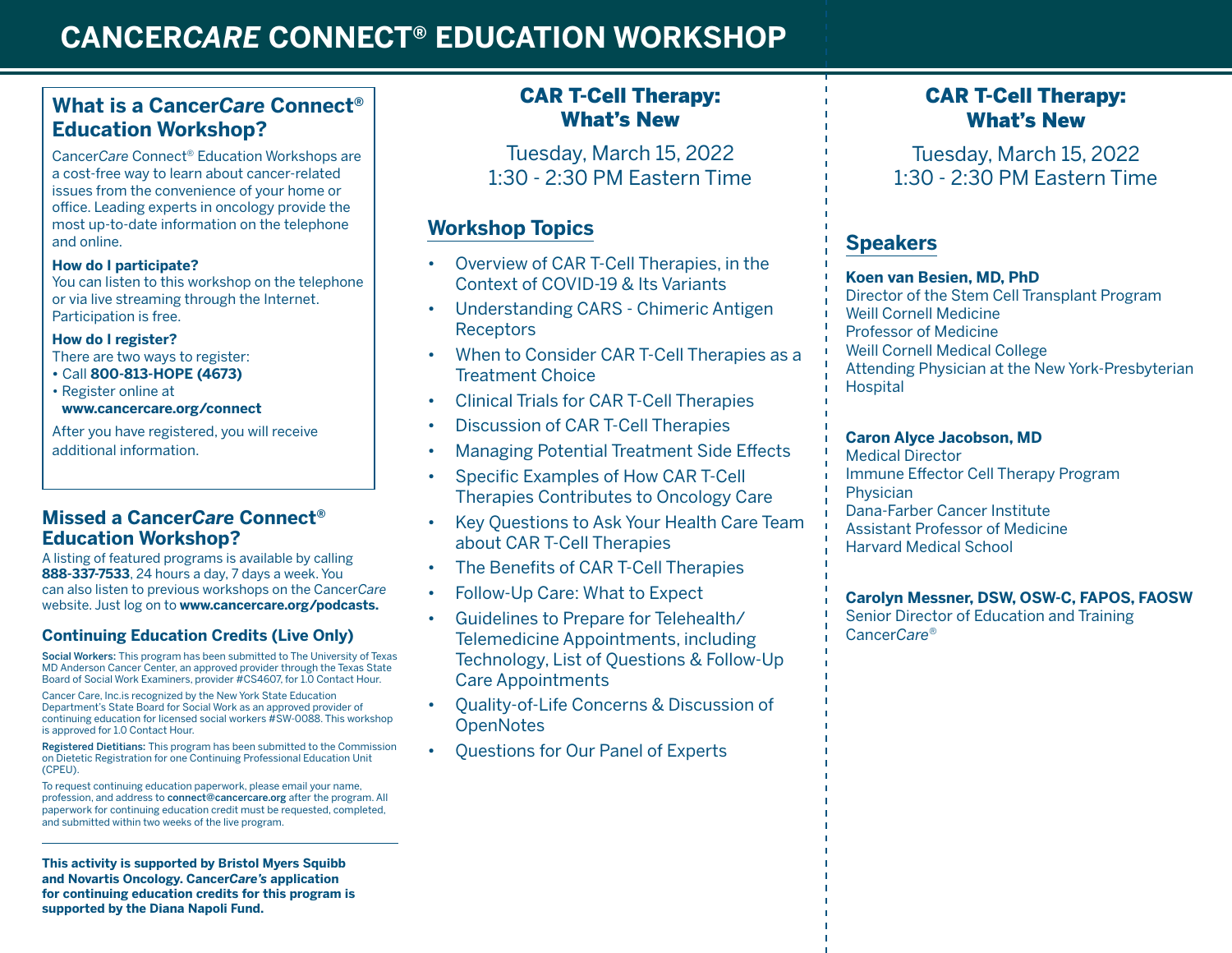# CANCER*CARE* CONNECT® EDUCATION WORKSHOP

## What is a Cancer*Care* Connect® Education Workshop?

Cancer*Care* Connect® Education Workshops are a cost-free way to learn about cancer-related issues from the convenience of your home or office. Leading experts in oncology provide the most up-to-date information on the telephone and online.

**How do I participate?**
You can listen to this workshop on the telephone or via live streaming through the Internet. Participation is free.

**How do I register?**
There are two ways to register:

- Call **800-813-HOPE (4673)**
- Register online at **www.cancercare.org/connect**

After you have registered, you will receive additional information.

## Missed a Cancer*Care* Connect® Education Workshop?

A listing of featured programs is available by calling **888-337-7533**, 24 hours a day, 7 days a week. You can also listen to previous workshops on the Cancer*Care* website. Just log on to **www.cancercare.org/podcasts.**

### Continuing Education Credits (Live Only)

**Social Workers:** This program has been submitted to The University of Texas MD Anderson Cancer Center, an approved provider through the Texas State Board of Social Work Examiners, provider #CS4607, for 1.0 Contact Hour.

Cancer Care, Inc.is recognized by the New York State Education Department's State Board for Social Work as an approved provider of continuing education for licensed social workers #SW-0088. This workshop is approved for 1.0 Contact Hour.

**Registered Dietitians:** This program has been submitted to the Commission on Dietetic Registration for one Continuing Professional Education Unit (CPEU).

To request continuing education paperwork, please email your name, profession, and address to **connect@cancercare.org** after the program. All paperwork for continuing education credit must be requested, completed, and submitted within two weeks of the live program.

**This activity is supported by Bristol Myers Squibb and Novartis Oncology. Cancer*Care's* application for continuing education credits for this program is supported by the Diana Napoli Fund.**

## CAR T-Cell Therapy: What's New

Tuesday, March 15, 2022
1:30 - 2:30 PM Eastern Time

### Workshop Topics

- Overview of CAR T-Cell Therapies, in the Context of COVID-19 & Its Variants
- Understanding CARS - Chimeric Antigen Receptors
- When to Consider CAR T-Cell Therapies as a Treatment Choice
- Clinical Trials for CAR T-Cell Therapies
- Discussion of CAR T-Cell Therapies
- Managing Potential Treatment Side Effects
- Specific Examples of How CAR T-Cell Therapies Contributes to Oncology Care
- Key Questions to Ask Your Health Care Team about CAR T-Cell Therapies
- The Benefits of CAR T-Cell Therapies
- Follow-Up Care: What to Expect
- Guidelines to Prepare for Telehealth/ Telemedicine Appointments, including Technology, List of Questions & Follow-Up Care Appointments
- Quality-of-Life Concerns & Discussion of OpenNotes
- Questions for Our Panel of Experts

## CAR T-Cell Therapy: What's New

Tuesday, March 15, 2022
1:30 - 2:30 PM Eastern Time

### Speakers

**Koen van Besien, MD, PhD**
Director of the Stem Cell Transplant Program
Weill Cornell Medicine
Professor of Medicine
Weill Cornell Medical College
Attending Physician at the New York-Presbyterian Hospital

**Caron Alyce Jacobson, MD**
Medical Director
Immune Effector Cell Therapy Program
Physician
Dana-Farber Cancer Institute
Assistant Professor of Medicine
Harvard Medical School

**Carolyn Messner, DSW, OSW-C, FAPOS, FAOSW**
Senior Director of Education and Training
Cancer*Care*®